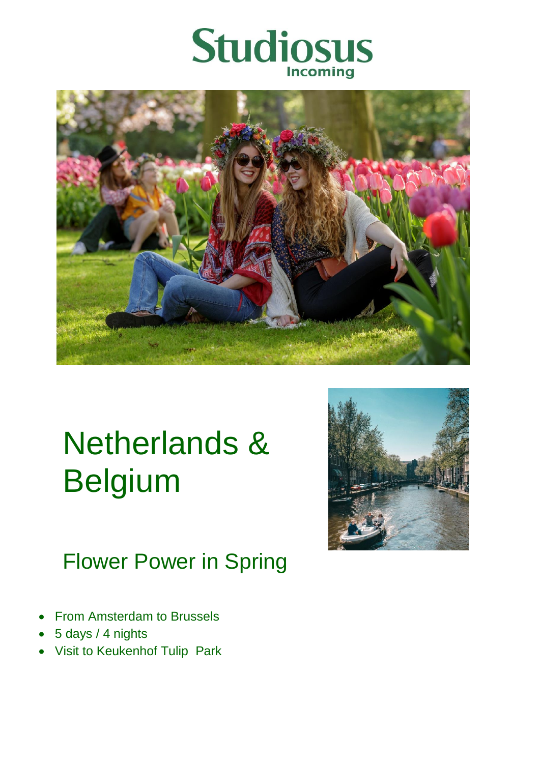Studiosus Incoming

# Netherlands & Belgium

## Flower Power in Spring

- From Amsterdam to Brussels
- 5 days / 4 nights
- Visit to Keukenhof Tulip Park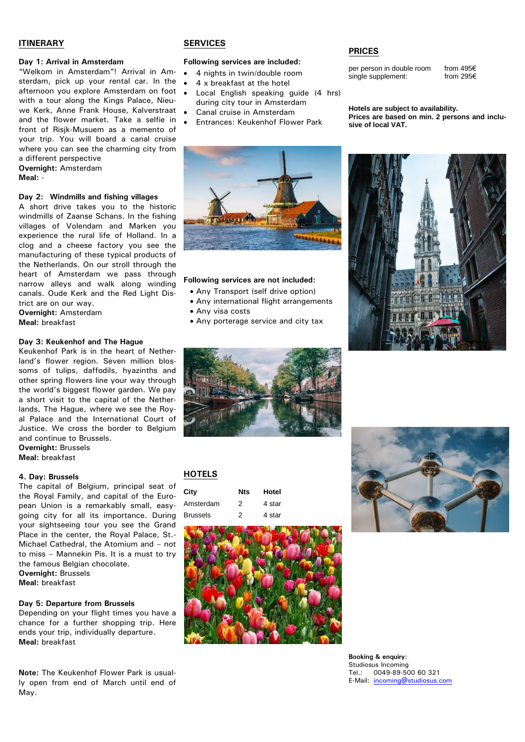## ITINERARY

**Day 1: Arrival in Amsterdam**
"Welkom in Amsterdam"! Arrival in Amsterdam, pick up your rental car. In the afternoon you explore Amsterdam on foot with a tour along the Kings Palace, Nieuwe Kerk, Anne Frank House, Kalverstraat and the flower market. Take a selfie in front of Risjk-Musuem as a memento of your trip. You will board a canal cruise where you can see the charming city from a different perspective
**Overnight:** Amsterdam
**Meal:** -

**Day 2: Windmills and fishing villages**
A short drive takes you to the historic windmills of Zaanse Schans. In the fishing villages of Volendam and Marken you experience the rural life of Holland. In a clog and a cheese factory you see the manufacturing of these typical products of the Netherlands. On our stroll through the heart of Amsterdam we pass through narrow alleys and walk along winding canals. Oude Kerk and the Red Light District are on our way.
**Overnight:** Amsterdam
**Meal:** breakfast

**Day 3: Keukenhof and The Hague**
Keukenhof Park is in the heart of Netherland's flower region. Seven million blossoms of tulips, daffodils, hyazinths and other spring flowers line your way through the world's biggest flower garden. We pay a short visit to the capital of the Netherlands, The Hague, where we see the Royal Palace and the International Court of Justice. We cross the border to Belgium and continue to Brussels.
**Overnight:** Brussels
**Meal:** breakfast

**4. Day: Brussels**
The capital of Belgium, principal seat of the Royal Family, and capital of the European Union is a remarkably small, easy-going city for all its importance. During your sightseeing tour you see the Grand Place in the center, the Royal Palace, St.-Michael Cathedral, the Atomium and – not to miss – Mannekin Pis. It is a must to try the famous Belgian chocolate.
**Overnight:** Brussels
**Meal:** breakfast

**Day 5: Departure from Brussels**
Depending on your flight times you have a chance for a further shopping trip. Here ends your trip, individually departure.
**Meal:** breakfast

**Note:** The Keukenhof Flower Park is usually open from end of March until end of May.

## SERVICES

**Following services are included:**

- 4 nights in twin/double room
- 4 x breakfast at the hotel
- Local English speaking guide (4 hrs) during city tour in Amsterdam
- Canal cruise in Amsterdam
- Entrances: Keukenhof Flower Park

**Following services are not included:**

- Any Transport (self drive option)
- Any international flight arrangements
- Any visa costs
- Any porterage service and city tax

## HOTELS

| City | Nts | Hotel |
|---|---|---|
| Amsterdam | 2 | 4 star |
| Brussels | 2 | 4 star |

## PRICES

| | |
|---|---|
| per person in double room | from 495€ |
| single supplement: | from 295€ |

**Hotels are subject to availability.**
**Prices are based on min. 2 persons and inclusive of local VAT.**

**Booking & enquiry:**
Studiosus Incoming
Tel.: 0049-89-500 60 321
E-Mail: incoming@studiosus.com